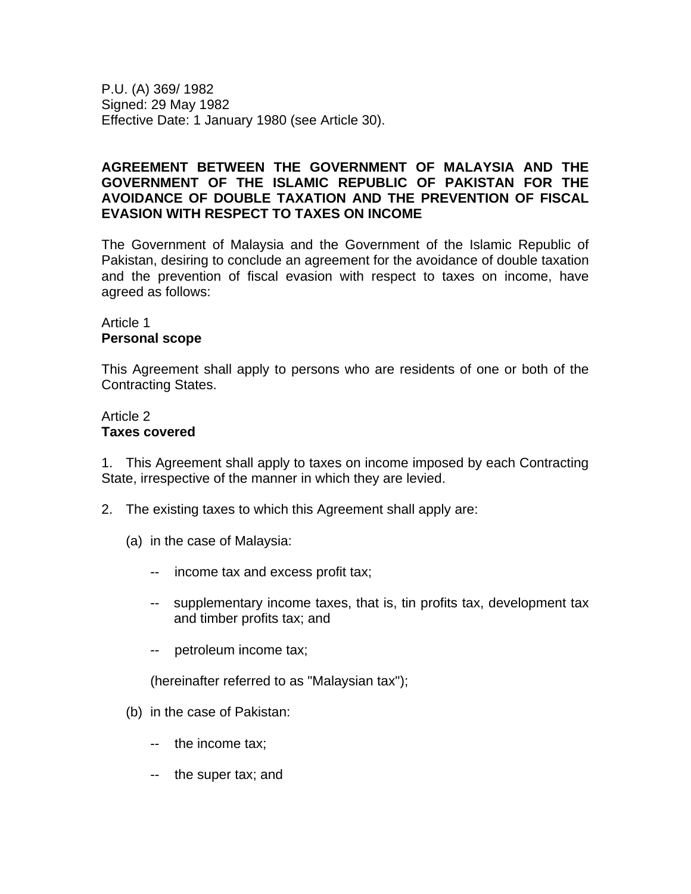P.U. (A) 369/ 1982
Signed: 29 May 1982
Effective Date: 1 January 1980 (see Article 30).

**AGREEMENT BETWEEN THE GOVERNMENT OF MALAYSIA AND THE GOVERNMENT OF THE ISLAMIC REPUBLIC OF PAKISTAN FOR THE AVOIDANCE OF DOUBLE TAXATION AND THE PREVENTION OF FISCAL EVASION WITH RESPECT TO TAXES ON INCOME**

The Government of Malaysia and the Government of the Islamic Republic of Pakistan, desiring to conclude an agreement for the avoidance of double taxation and the prevention of fiscal evasion with respect to taxes on income, have agreed as follows:

Article 1
**Personal scope**

This Agreement shall apply to persons who are residents of one or both of the Contracting States.

Article 2
**Taxes covered**

1. This Agreement shall apply to taxes on income imposed by each Contracting State, irrespective of the manner in which they are levied.

2. The existing taxes to which this Agreement shall apply are:

(a) in the case of Malaysia:

-- income tax and excess profit tax;

-- supplementary income taxes, that is, tin profits tax, development tax and timber profits tax; and

-- petroleum income tax;

(hereinafter referred to as "Malaysian tax");

(b) in the case of Pakistan:

-- the income tax;

-- the super tax; and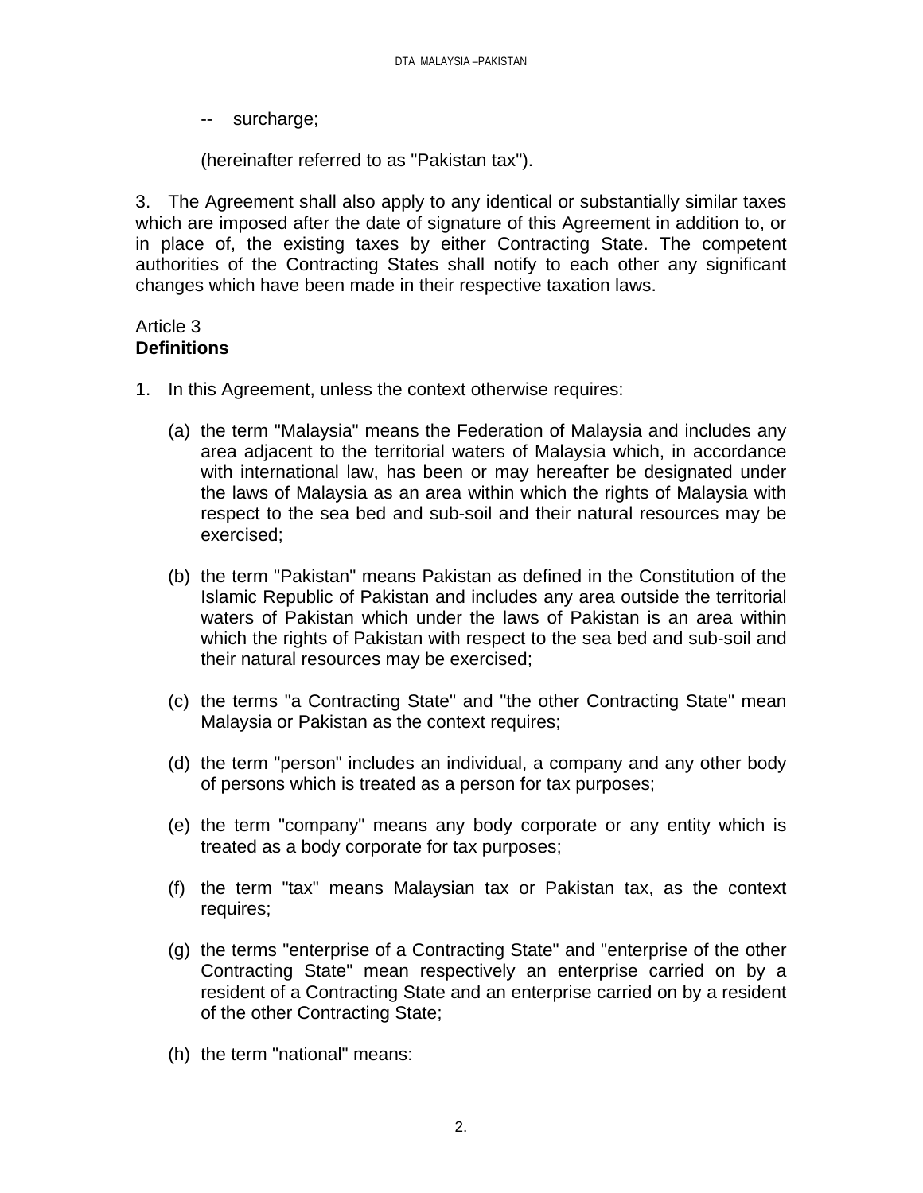-- surcharge;

(hereinafter referred to as "Pakistan tax").

3. The Agreement shall also apply to any identical or substantially similar taxes which are imposed after the date of signature of this Agreement in addition to, or in place of, the existing taxes by either Contracting State. The competent authorities of the Contracting States shall notify to each other any significant changes which have been made in their respective taxation laws.

Article 3
**Definitions**

1. In this Agreement, unless the context otherwise requires:

   (a) the term "Malaysia" means the Federation of Malaysia and includes any area adjacent to the territorial waters of Malaysia which, in accordance with international law, has been or may hereafter be designated under the laws of Malaysia as an area within which the rights of Malaysia with respect to the sea bed and sub-soil and their natural resources may be exercised;

   (b) the term "Pakistan" means Pakistan as defined in the Constitution of the Islamic Republic of Pakistan and includes any area outside the territorial waters of Pakistan which under the laws of Pakistan is an area within which the rights of Pakistan with respect to the sea bed and sub-soil and their natural resources may be exercised;

   (c) the terms "a Contracting State" and "the other Contracting State" mean Malaysia or Pakistan as the context requires;

   (d) the term "person" includes an individual, a company and any other body of persons which is treated as a person for tax purposes;

   (e) the term "company" means any body corporate or any entity which is treated as a body corporate for tax purposes;

   (f) the term "tax" means Malaysian tax or Pakistan tax, as the context requires;

   (g) the terms "enterprise of a Contracting State" and "enterprise of the other Contracting State" mean respectively an enterprise carried on by a resident of a Contracting State and an enterprise carried on by a resident of the other Contracting State;

   (h) the term "national" means: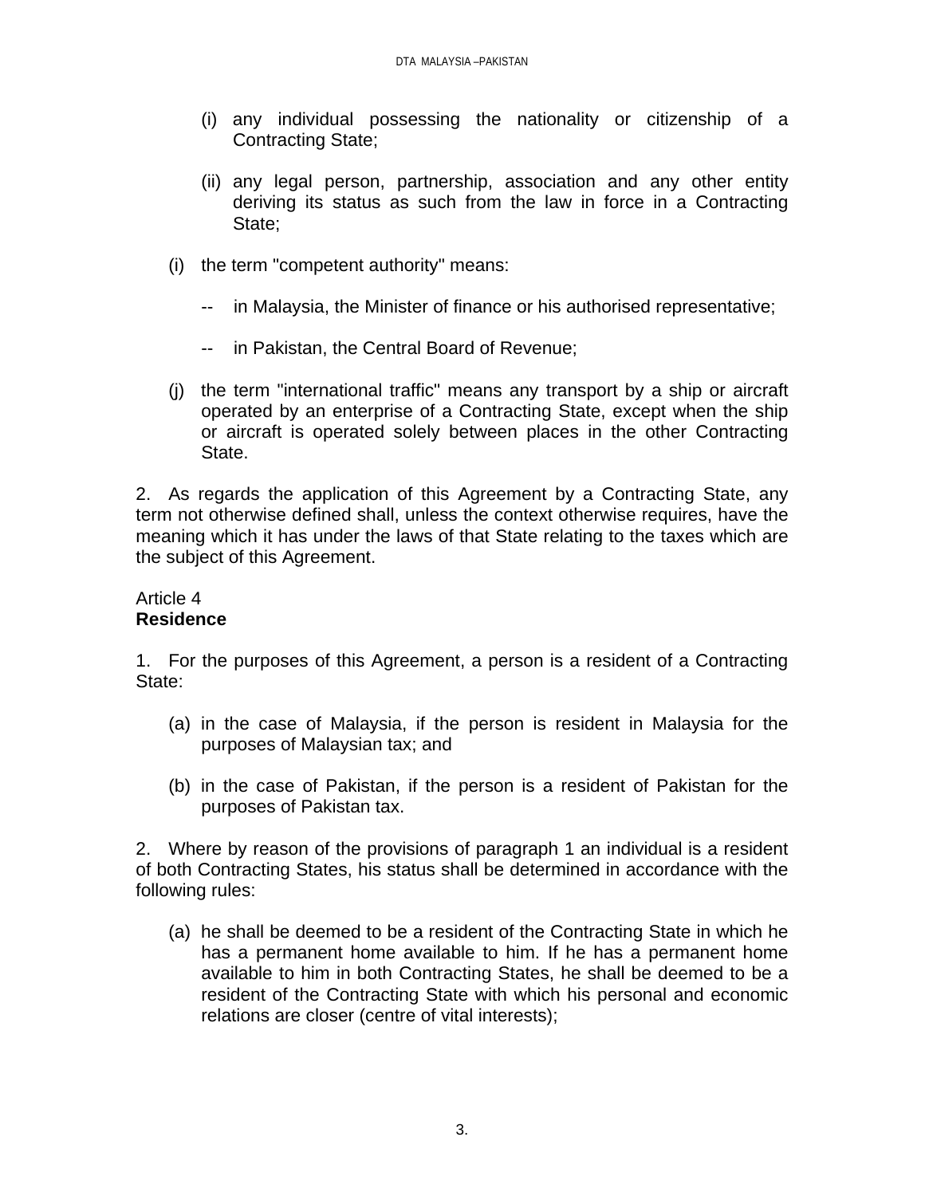(i) any individual possessing the nationality or citizenship of a Contracting State;

(ii) any legal person, partnership, association and any other entity deriving its status as such from the law in force in a Contracting State;

(i) the term "competent authority" means:

-- in Malaysia, the Minister of finance or his authorised representative;

-- in Pakistan, the Central Board of Revenue;

(j) the term "international traffic" means any transport by a ship or aircraft operated by an enterprise of a Contracting State, except when the ship or aircraft is operated solely between places in the other Contracting State.

2. As regards the application of this Agreement by a Contracting State, any term not otherwise defined shall, unless the context otherwise requires, have the meaning which it has under the laws of that State relating to the taxes which are the subject of this Agreement.

Article 4
**Residence**

1. For the purposes of this Agreement, a person is a resident of a Contracting State:

(a) in the case of Malaysia, if the person is resident in Malaysia for the purposes of Malaysian tax; and

(b) in the case of Pakistan, if the person is a resident of Pakistan for the purposes of Pakistan tax.

2. Where by reason of the provisions of paragraph 1 an individual is a resident of both Contracting States, his status shall be determined in accordance with the following rules:

(a) he shall be deemed to be a resident of the Contracting State in which he has a permanent home available to him. If he has a permanent home available to him in both Contracting States, he shall be deemed to be a resident of the Contracting State with which his personal and economic relations are closer (centre of vital interests);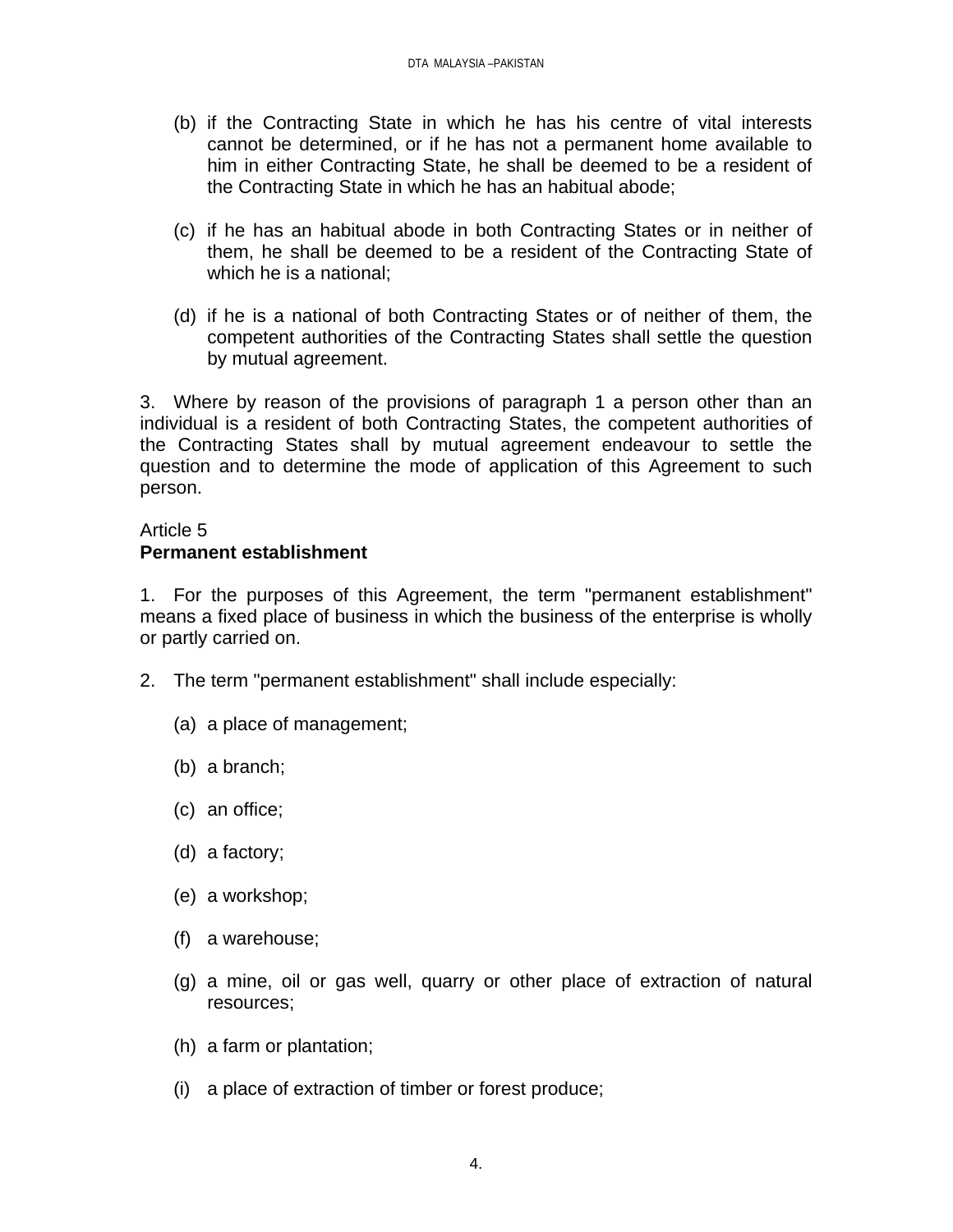(b) if the Contracting State in which he has his centre of vital interests cannot be determined, or if he has not a permanent home available to him in either Contracting State, he shall be deemed to be a resident of the Contracting State in which he has an habitual abode;

(c) if he has an habitual abode in both Contracting States or in neither of them, he shall be deemed to be a resident of the Contracting State of which he is a national;

(d) if he is a national of both Contracting States or of neither of them, the competent authorities of the Contracting States shall settle the question by mutual agreement.

3. Where by reason of the provisions of paragraph 1 a person other than an individual is a resident of both Contracting States, the competent authorities of the Contracting States shall by mutual agreement endeavour to settle the question and to determine the mode of application of this Agreement to such person.

Article 5
**Permanent establishment**

1. For the purposes of this Agreement, the term "permanent establishment" means a fixed place of business in which the business of the enterprise is wholly or partly carried on.

2. The term "permanent establishment" shall include especially:

(a) a place of management;

(b) a branch;

(c) an office;

(d) a factory;

(e) a workshop;

(f) a warehouse;

(g) a mine, oil or gas well, quarry or other place of extraction of natural resources;

(h) a farm or plantation;

(i) a place of extraction of timber or forest produce;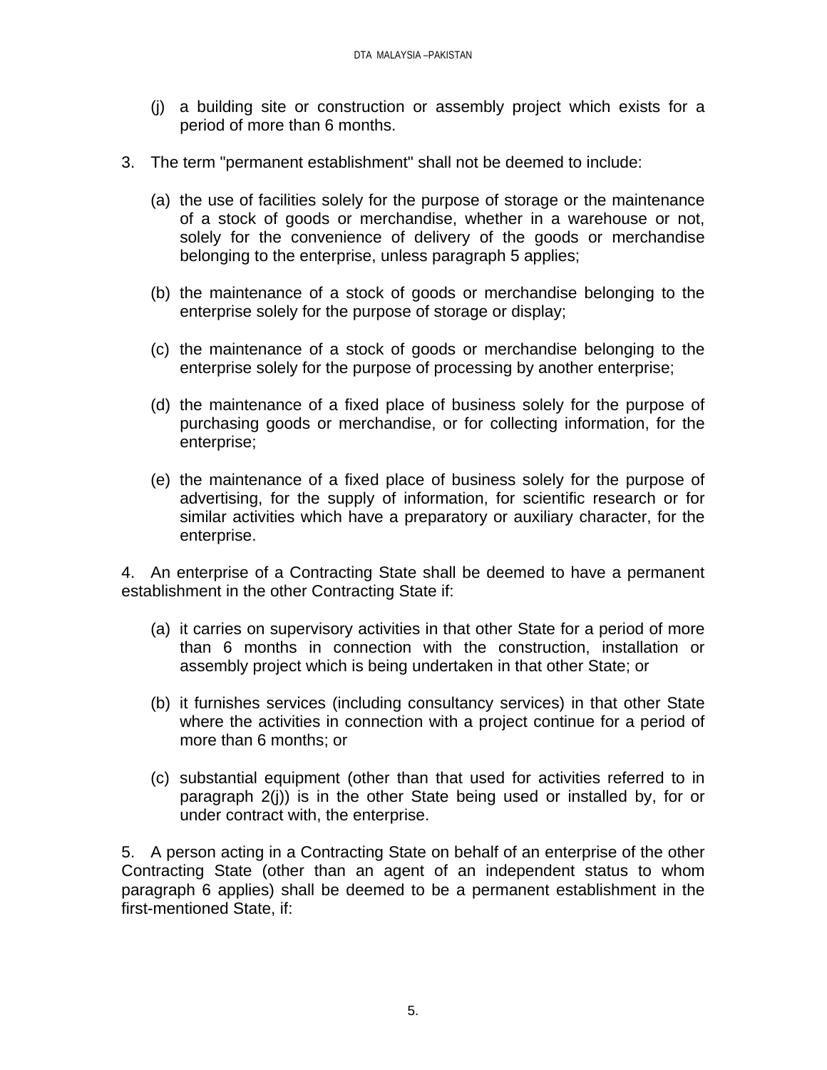(j) a building site or construction or assembly project which exists for a period of more than 6 months.

3. The term "permanent establishment" shall not be deemed to include:

(a) the use of facilities solely for the purpose of storage or the maintenance of a stock of goods or merchandise, whether in a warehouse or not, solely for the convenience of delivery of the goods or merchandise belonging to the enterprise, unless paragraph 5 applies;

(b) the maintenance of a stock of goods or merchandise belonging to the enterprise solely for the purpose of storage or display;

(c) the maintenance of a stock of goods or merchandise belonging to the enterprise solely for the purpose of processing by another enterprise;

(d) the maintenance of a fixed place of business solely for the purpose of purchasing goods or merchandise, or for collecting information, for the enterprise;

(e) the maintenance of a fixed place of business solely for the purpose of advertising, for the supply of information, for scientific research or for similar activities which have a preparatory or auxiliary character, for the enterprise.

4. An enterprise of a Contracting State shall be deemed to have a permanent establishment in the other Contracting State if:

(a) it carries on supervisory activities in that other State for a period of more than 6 months in connection with the construction, installation or assembly project which is being undertaken in that other State; or

(b) it furnishes services (including consultancy services) in that other State where the activities in connection with a project continue for a period of more than 6 months; or

(c) substantial equipment (other than that used for activities referred to in paragraph 2(j)) is in the other State being used or installed by, for or under contract with, the enterprise.

5. A person acting in a Contracting State on behalf of an enterprise of the other Contracting State (other than an agent of an independent status to whom paragraph 6 applies) shall be deemed to be a permanent establishment in the first-mentioned State, if: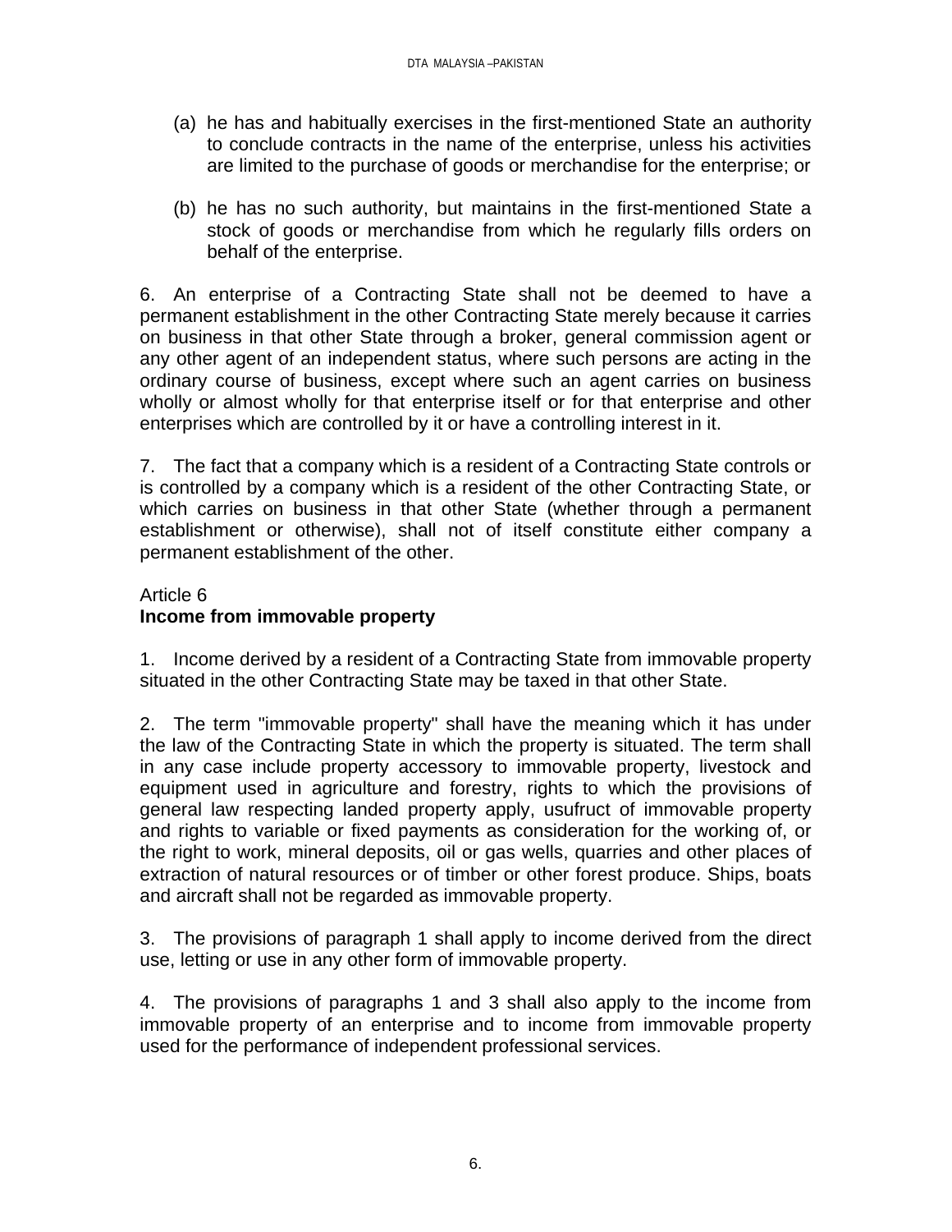(a) he has and habitually exercises in the first-mentioned State an authority to conclude contracts in the name of the enterprise, unless his activities are limited to the purchase of goods or merchandise for the enterprise; or

(b) he has no such authority, but maintains in the first-mentioned State a stock of goods or merchandise from which he regularly fills orders on behalf of the enterprise.

6. An enterprise of a Contracting State shall not be deemed to have a permanent establishment in the other Contracting State merely because it carries on business in that other State through a broker, general commission agent or any other agent of an independent status, where such persons are acting in the ordinary course of business, except where such an agent carries on business wholly or almost wholly for that enterprise itself or for that enterprise and other enterprises which are controlled by it or have a controlling interest in it.

7. The fact that a company which is a resident of a Contracting State controls or is controlled by a company which is a resident of the other Contracting State, or which carries on business in that other State (whether through a permanent establishment or otherwise), shall not of itself constitute either company a permanent establishment of the other.

Article 6
**Income from immovable property**

1. Income derived by a resident of a Contracting State from immovable property situated in the other Contracting State may be taxed in that other State.

2. The term "immovable property" shall have the meaning which it has under the law of the Contracting State in which the property is situated. The term shall in any case include property accessory to immovable property, livestock and equipment used in agriculture and forestry, rights to which the provisions of general law respecting landed property apply, usufruct of immovable property and rights to variable or fixed payments as consideration for the working of, or the right to work, mineral deposits, oil or gas wells, quarries and other places of extraction of natural resources or of timber or other forest produce. Ships, boats and aircraft shall not be regarded as immovable property.

3. The provisions of paragraph 1 shall apply to income derived from the direct use, letting or use in any other form of immovable property.

4. The provisions of paragraphs 1 and 3 shall also apply to the income from immovable property of an enterprise and to income from immovable property used for the performance of independent professional services.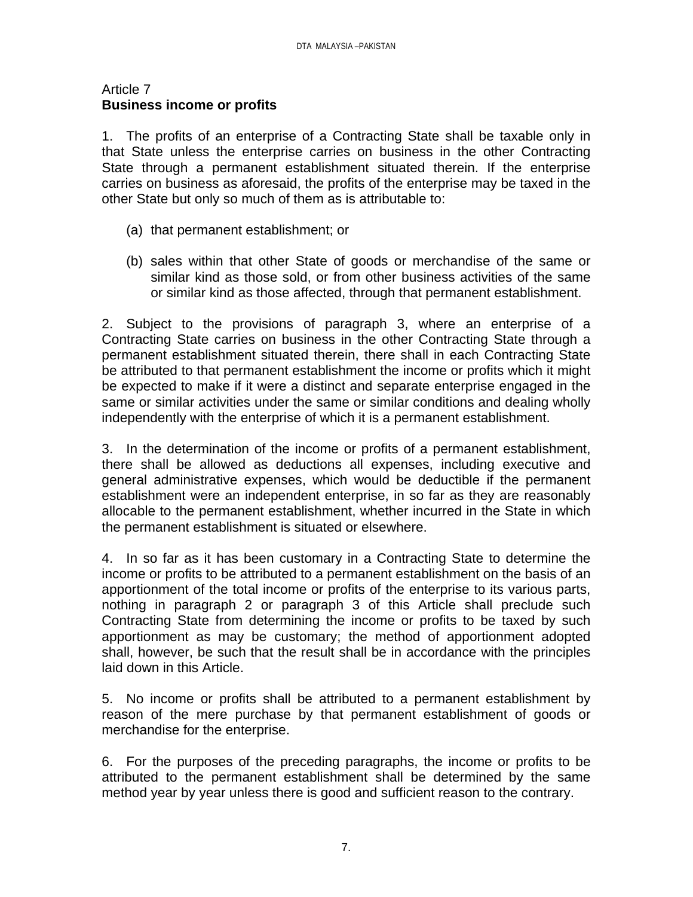Article 7
**Business income or profits**

1. The profits of an enterprise of a Contracting State shall be taxable only in that State unless the enterprise carries on business in the other Contracting State through a permanent establishment situated therein. If the enterprise carries on business as aforesaid, the profits of the enterprise may be taxed in the other State but only so much of them as is attributable to:

(a) that permanent establishment; or

(b) sales within that other State of goods or merchandise of the same or similar kind as those sold, or from other business activities of the same or similar kind as those affected, through that permanent establishment.

2. Subject to the provisions of paragraph 3, where an enterprise of a Contracting State carries on business in the other Contracting State through a permanent establishment situated therein, there shall in each Contracting State be attributed to that permanent establishment the income or profits which it might be expected to make if it were a distinct and separate enterprise engaged in the same or similar activities under the same or similar conditions and dealing wholly independently with the enterprise of which it is a permanent establishment.

3. In the determination of the income or profits of a permanent establishment, there shall be allowed as deductions all expenses, including executive and general administrative expenses, which would be deductible if the permanent establishment were an independent enterprise, in so far as they are reasonably allocable to the permanent establishment, whether incurred in the State in which the permanent establishment is situated or elsewhere.

4. In so far as it has been customary in a Contracting State to determine the income or profits to be attributed to a permanent establishment on the basis of an apportionment of the total income or profits of the enterprise to its various parts, nothing in paragraph 2 or paragraph 3 of this Article shall preclude such Contracting State from determining the income or profits to be taxed by such apportionment as may be customary; the method of apportionment adopted shall, however, be such that the result shall be in accordance with the principles laid down in this Article.

5. No income or profits shall be attributed to a permanent establishment by reason of the mere purchase by that permanent establishment of goods or merchandise for the enterprise.

6. For the purposes of the preceding paragraphs, the income or profits to be attributed to the permanent establishment shall be determined by the same method year by year unless there is good and sufficient reason to the contrary.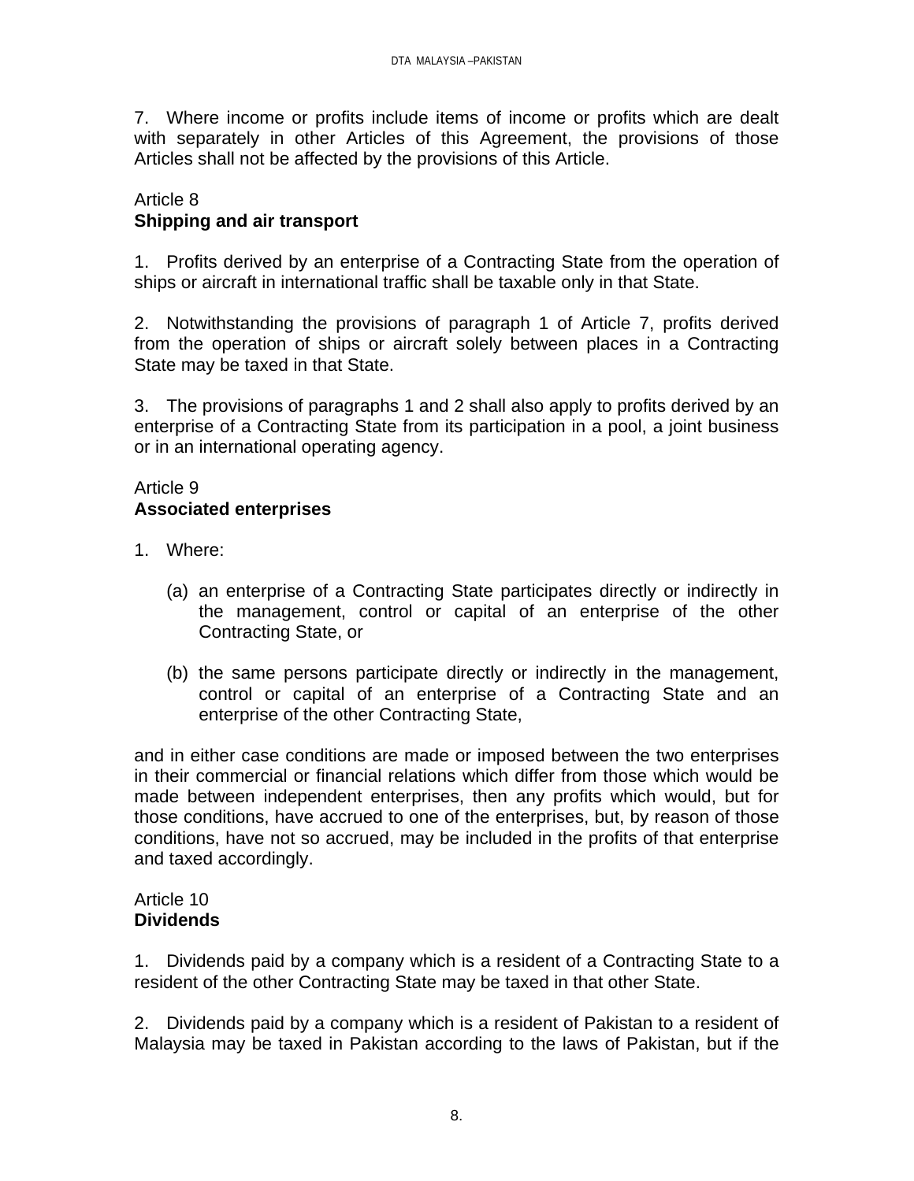7. Where income or profits include items of income or profits which are dealt with separately in other Articles of this Agreement, the provisions of those Articles shall not be affected by the provisions of this Article.

Article 8
**Shipping and air transport**

1. Profits derived by an enterprise of a Contracting State from the operation of ships or aircraft in international traffic shall be taxable only in that State.

2. Notwithstanding the provisions of paragraph 1 of Article 7, profits derived from the operation of ships or aircraft solely between places in a Contracting State may be taxed in that State.

3. The provisions of paragraphs 1 and 2 shall also apply to profits derived by an enterprise of a Contracting State from its participation in a pool, a joint business or in an international operating agency.

Article 9
**Associated enterprises**

1. Where:

(a) an enterprise of a Contracting State participates directly or indirectly in the management, control or capital of an enterprise of the other Contracting State, or

(b) the same persons participate directly or indirectly in the management, control or capital of an enterprise of a Contracting State and an enterprise of the other Contracting State,

and in either case conditions are made or imposed between the two enterprises in their commercial or financial relations which differ from those which would be made between independent enterprises, then any profits which would, but for those conditions, have accrued to one of the enterprises, but, by reason of those conditions, have not so accrued, may be included in the profits of that enterprise and taxed accordingly.

Article 10
**Dividends**

1. Dividends paid by a company which is a resident of a Contracting State to a resident of the other Contracting State may be taxed in that other State.

2. Dividends paid by a company which is a resident of Pakistan to a resident of Malaysia may be taxed in Pakistan according to the laws of Pakistan, but if the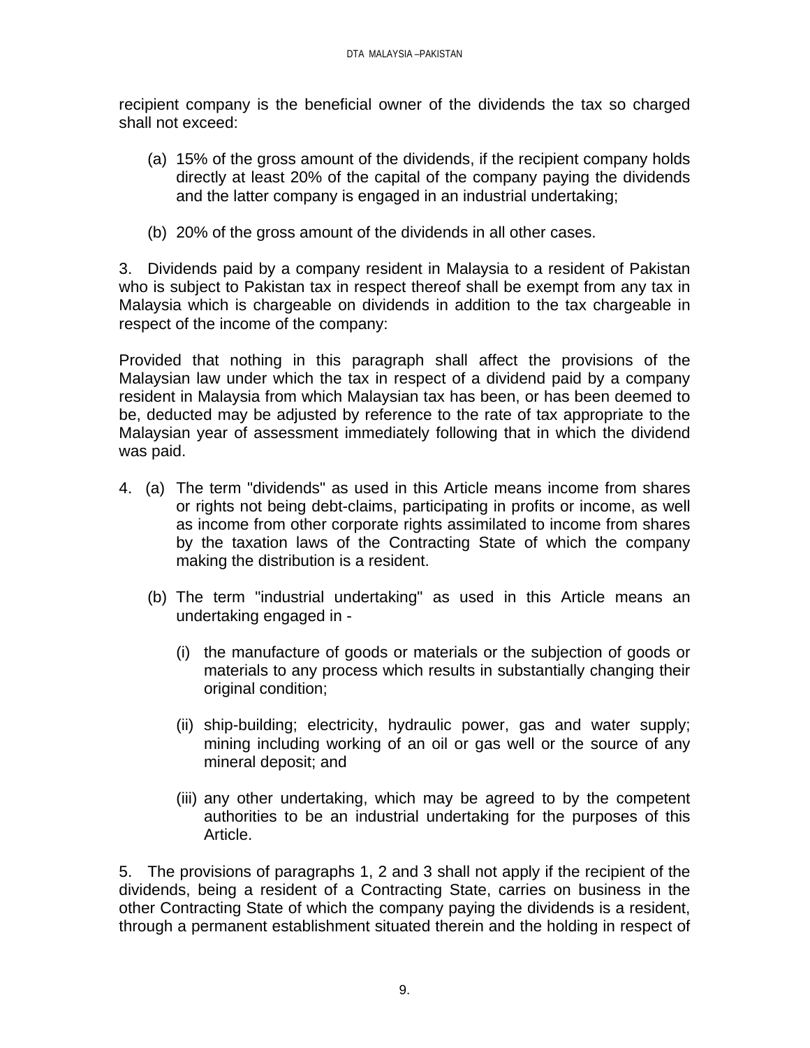recipient company is the beneficial owner of the dividends the tax so charged shall not exceed:

(a) 15% of the gross amount of the dividends, if the recipient company holds directly at least 20% of the capital of the company paying the dividends and the latter company is engaged in an industrial undertaking;

(b) 20% of the gross amount of the dividends in all other cases.

3. Dividends paid by a company resident in Malaysia to a resident of Pakistan who is subject to Pakistan tax in respect thereof shall be exempt from any tax in Malaysia which is chargeable on dividends in addition to the tax chargeable in respect of the income of the company:

Provided that nothing in this paragraph shall affect the provisions of the Malaysian law under which the tax in respect of a dividend paid by a company resident in Malaysia from which Malaysian tax has been, or has been deemed to be, deducted may be adjusted by reference to the rate of tax appropriate to the Malaysian year of assessment immediately following that in which the dividend was paid.

4. (a) The term "dividends" as used in this Article means income from shares or rights not being debt-claims, participating in profits or income, as well as income from other corporate rights assimilated to income from shares by the taxation laws of the Contracting State of which the company making the distribution is a resident.

(b) The term "industrial undertaking" as used in this Article means an undertaking engaged in -

(i) the manufacture of goods or materials or the subjection of goods or materials to any process which results in substantially changing their original condition;

(ii) ship-building; electricity, hydraulic power, gas and water supply; mining including working of an oil or gas well or the source of any mineral deposit; and

(iii) any other undertaking, which may be agreed to by the competent authorities to be an industrial undertaking for the purposes of this Article.

5. The provisions of paragraphs 1, 2 and 3 shall not apply if the recipient of the dividends, being a resident of a Contracting State, carries on business in the other Contracting State of which the company paying the dividends is a resident, through a permanent establishment situated therein and the holding in respect of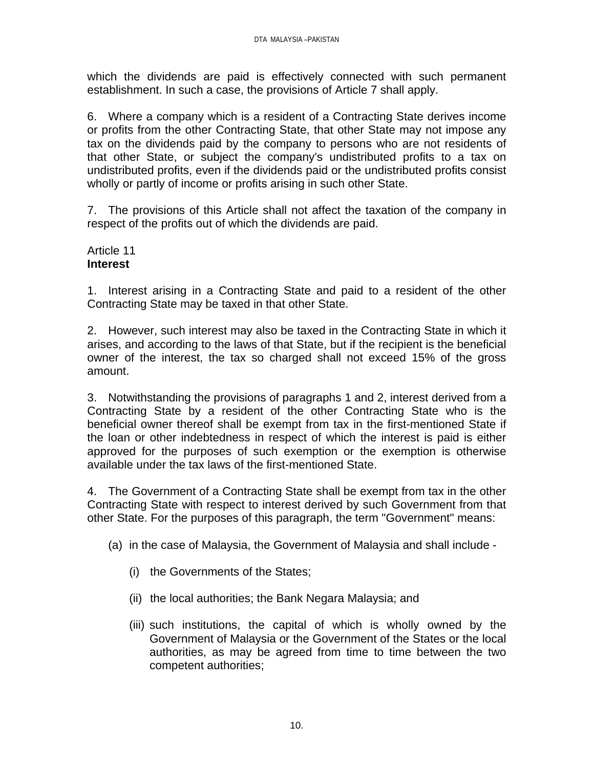which the dividends are paid is effectively connected with such permanent establishment. In such a case, the provisions of Article 7 shall apply.

6. Where a company which is a resident of a Contracting State derives income or profits from the other Contracting State, that other State may not impose any tax on the dividends paid by the company to persons who are not residents of that other State, or subject the company's undistributed profits to a tax on undistributed profits, even if the dividends paid or the undistributed profits consist wholly or partly of income or profits arising in such other State.

7. The provisions of this Article shall not affect the taxation of the company in respect of the profits out of which the dividends are paid.

Article 11
**Interest**

1. Interest arising in a Contracting State and paid to a resident of the other Contracting State may be taxed in that other State.

2. However, such interest may also be taxed in the Contracting State in which it arises, and according to the laws of that State, but if the recipient is the beneficial owner of the interest, the tax so charged shall not exceed 15% of the gross amount.

3. Notwithstanding the provisions of paragraphs 1 and 2, interest derived from a Contracting State by a resident of the other Contracting State who is the beneficial owner thereof shall be exempt from tax in the first-mentioned State if the loan or other indebtedness in respect of which the interest is paid is either approved for the purposes of such exemption or the exemption is otherwise available under the tax laws of the first-mentioned State.

4. The Government of a Contracting State shall be exempt from tax in the other Contracting State with respect to interest derived by such Government from that other State. For the purposes of this paragraph, the term "Government" means:

(a) in the case of Malaysia, the Government of Malaysia and shall include -

(i) the Governments of the States;

(ii) the local authorities; the Bank Negara Malaysia; and

(iii) such institutions, the capital of which is wholly owned by the Government of Malaysia or the Government of the States or the local authorities, as may be agreed from time to time between the two competent authorities;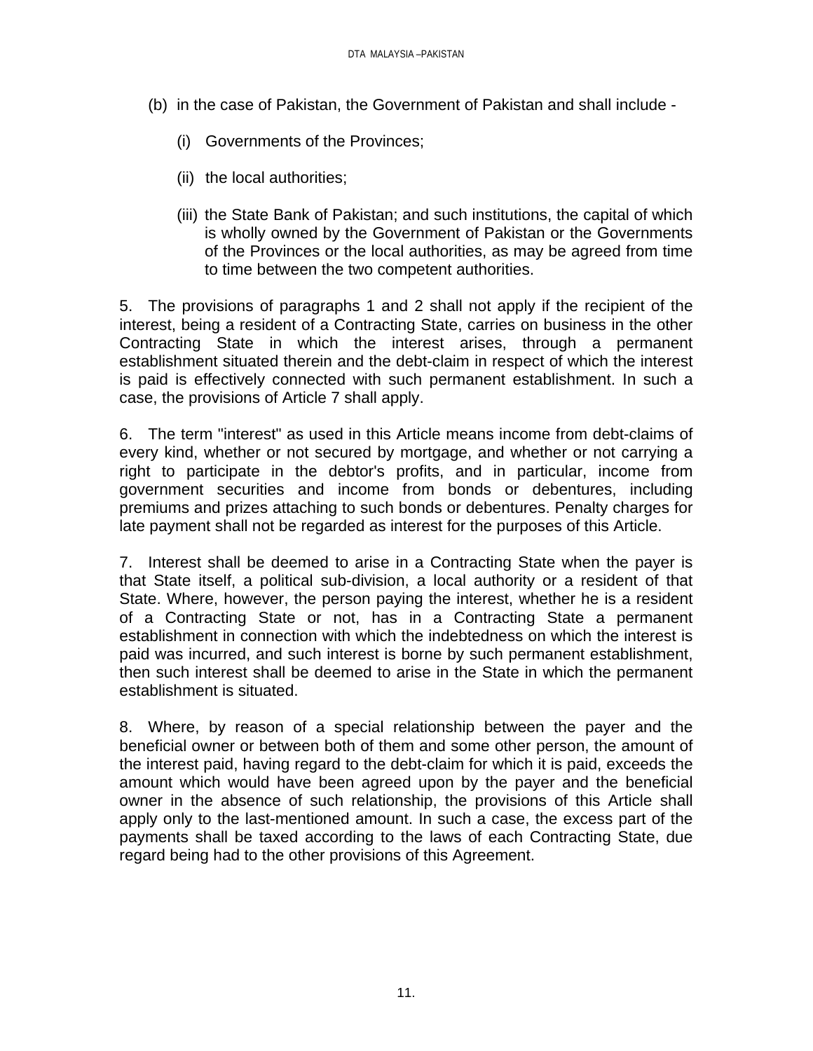(b) in the case of Pakistan, the Government of Pakistan and shall include -

   (i) Governments of the Provinces;

   (ii) the local authorities;

   (iii) the State Bank of Pakistan; and such institutions, the capital of which is wholly owned by the Government of Pakistan or the Governments of the Provinces or the local authorities, as may be agreed from time to time between the two competent authorities.

5. The provisions of paragraphs 1 and 2 shall not apply if the recipient of the interest, being a resident of a Contracting State, carries on business in the other Contracting State in which the interest arises, through a permanent establishment situated therein and the debt-claim in respect of which the interest is paid is effectively connected with such permanent establishment. In such a case, the provisions of Article 7 shall apply.

6. The term "interest" as used in this Article means income from debt-claims of every kind, whether or not secured by mortgage, and whether or not carrying a right to participate in the debtor's profits, and in particular, income from government securities and income from bonds or debentures, including premiums and prizes attaching to such bonds or debentures. Penalty charges for late payment shall not be regarded as interest for the purposes of this Article.

7. Interest shall be deemed to arise in a Contracting State when the payer is that State itself, a political sub-division, a local authority or a resident of that State. Where, however, the person paying the interest, whether he is a resident of a Contracting State or not, has in a Contracting State a permanent establishment in connection with which the indebtedness on which the interest is paid was incurred, and such interest is borne by such permanent establishment, then such interest shall be deemed to arise in the State in which the permanent establishment is situated.

8. Where, by reason of a special relationship between the payer and the beneficial owner or between both of them and some other person, the amount of the interest paid, having regard to the debt-claim for which it is paid, exceeds the amount which would have been agreed upon by the payer and the beneficial owner in the absence of such relationship, the provisions of this Article shall apply only to the last-mentioned amount. In such a case, the excess part of the payments shall be taxed according to the laws of each Contracting State, due regard being had to the other provisions of this Agreement.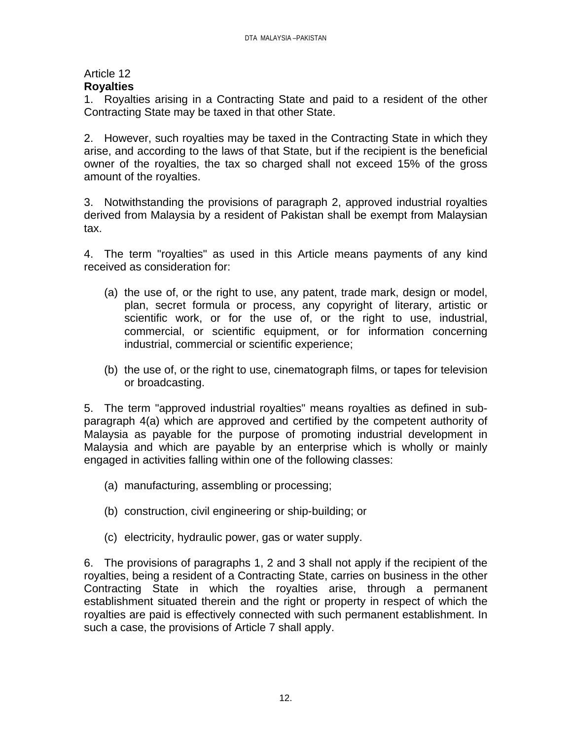Article 12

**Royalties**

1. Royalties arising in a Contracting State and paid to a resident of the other Contracting State may be taxed in that other State.

2. However, such royalties may be taxed in the Contracting State in which they arise, and according to the laws of that State, but if the recipient is the beneficial owner of the royalties, the tax so charged shall not exceed 15% of the gross amount of the royalties.

3. Notwithstanding the provisions of paragraph 2, approved industrial royalties derived from Malaysia by a resident of Pakistan shall be exempt from Malaysian tax.

4. The term "royalties" as used in this Article means payments of any kind received as consideration for:

(a) the use of, or the right to use, any patent, trade mark, design or model, plan, secret formula or process, any copyright of literary, artistic or scientific work, or for the use of, or the right to use, industrial, commercial, or scientific equipment, or for information concerning industrial, commercial or scientific experience;

(b) the use of, or the right to use, cinematograph films, or tapes for television or broadcasting.

5. The term "approved industrial royalties" means royalties as defined in sub-paragraph 4(a) which are approved and certified by the competent authority of Malaysia as payable for the purpose of promoting industrial development in Malaysia and which are payable by an enterprise which is wholly or mainly engaged in activities falling within one of the following classes:

(a) manufacturing, assembling or processing;

(b) construction, civil engineering or ship-building; or

(c) electricity, hydraulic power, gas or water supply.

6. The provisions of paragraphs 1, 2 and 3 shall not apply if the recipient of the royalties, being a resident of a Contracting State, carries on business in the other Contracting State in which the royalties arise, through a permanent establishment situated therein and the right or property in respect of which the royalties are paid is effectively connected with such permanent establishment. In such a case, the provisions of Article 7 shall apply.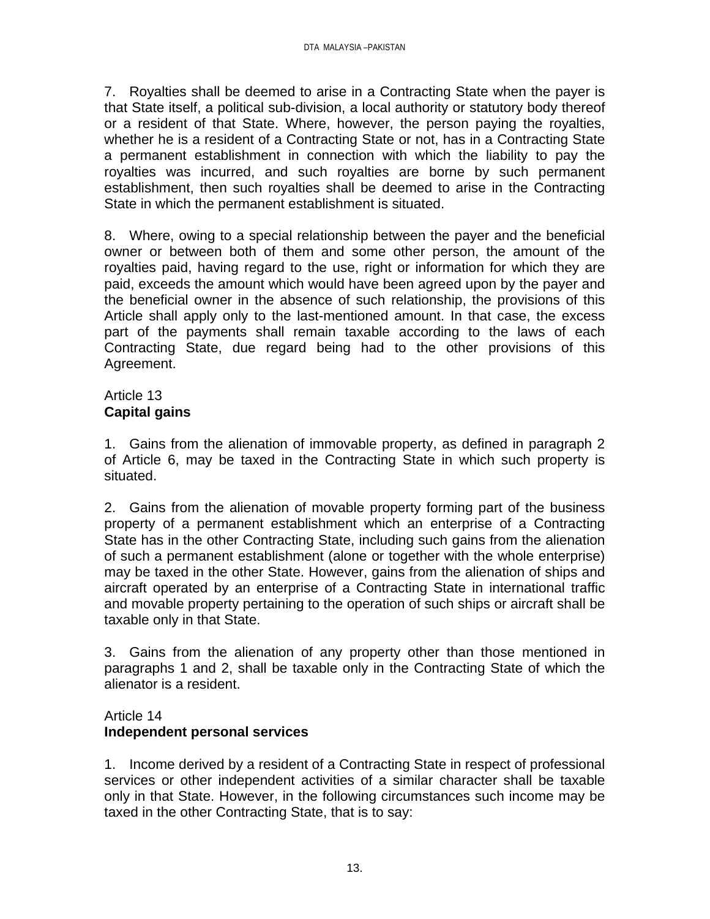7. Royalties shall be deemed to arise in a Contracting State when the payer is that State itself, a political sub-division, a local authority or statutory body thereof or a resident of that State. Where, however, the person paying the royalties, whether he is a resident of a Contracting State or not, has in a Contracting State a permanent establishment in connection with which the liability to pay the royalties was incurred, and such royalties are borne by such permanent establishment, then such royalties shall be deemed to arise in the Contracting State in which the permanent establishment is situated.

8. Where, owing to a special relationship between the payer and the beneficial owner or between both of them and some other person, the amount of the royalties paid, having regard to the use, right or information for which they are paid, exceeds the amount which would have been agreed upon by the payer and the beneficial owner in the absence of such relationship, the provisions of this Article shall apply only to the last-mentioned amount. In that case, the excess part of the payments shall remain taxable according to the laws of each Contracting State, due regard being had to the other provisions of this Agreement.

Article 13
**Capital gains**

1. Gains from the alienation of immovable property, as defined in paragraph 2 of Article 6, may be taxed in the Contracting State in which such property is situated.

2. Gains from the alienation of movable property forming part of the business property of a permanent establishment which an enterprise of a Contracting State has in the other Contracting State, including such gains from the alienation of such a permanent establishment (alone or together with the whole enterprise) may be taxed in the other State. However, gains from the alienation of ships and aircraft operated by an enterprise of a Contracting State in international traffic and movable property pertaining to the operation of such ships or aircraft shall be taxable only in that State.

3. Gains from the alienation of any property other than those mentioned in paragraphs 1 and 2, shall be taxable only in the Contracting State of which the alienator is a resident.

Article 14
**Independent personal services**

1. Income derived by a resident of a Contracting State in respect of professional services or other independent activities of a similar character shall be taxable only in that State. However, in the following circumstances such income may be taxed in the other Contracting State, that is to say: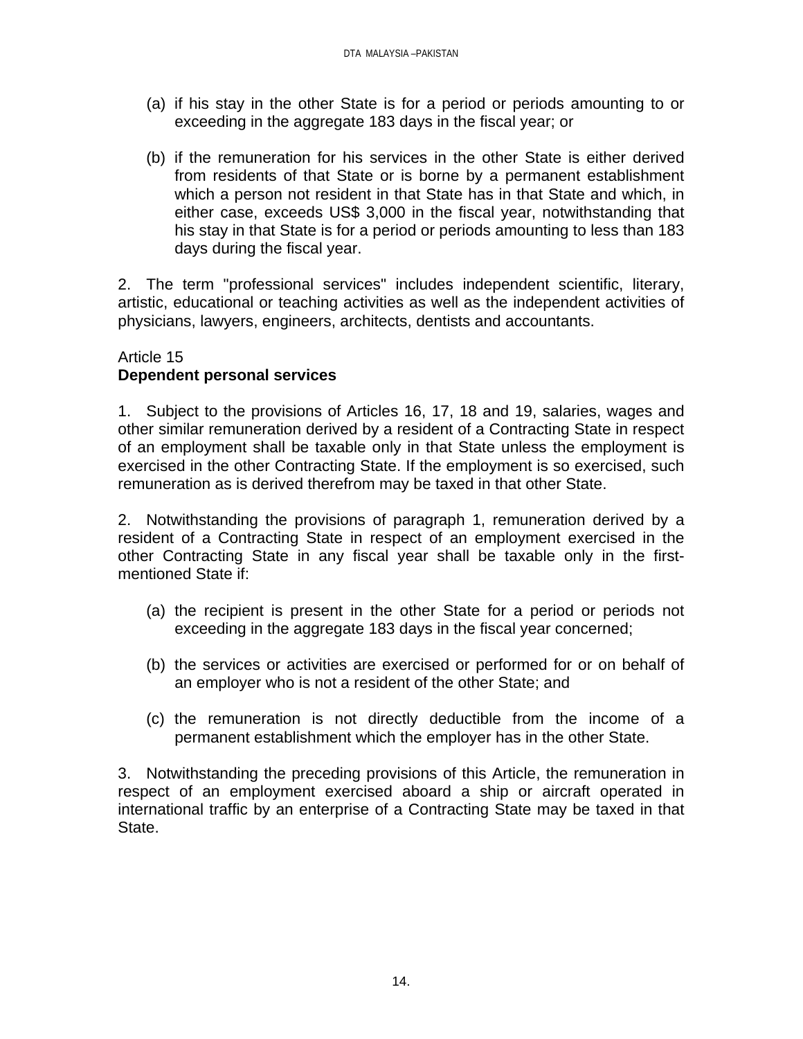(a) if his stay in the other State is for a period or periods amounting to or exceeding in the aggregate 183 days in the fiscal year; or

(b) if the remuneration for his services in the other State is either derived from residents of that State or is borne by a permanent establishment which a person not resident in that State has in that State and which, in either case, exceeds US$ 3,000 in the fiscal year, notwithstanding that his stay in that State is for a period or periods amounting to less than 183 days during the fiscal year.

2. The term "professional services" includes independent scientific, literary, artistic, educational or teaching activities as well as the independent activities of physicians, lawyers, engineers, architects, dentists and accountants.

Article 15
**Dependent personal services**

1. Subject to the provisions of Articles 16, 17, 18 and 19, salaries, wages and other similar remuneration derived by a resident of a Contracting State in respect of an employment shall be taxable only in that State unless the employment is exercised in the other Contracting State. If the employment is so exercised, such remuneration as is derived therefrom may be taxed in that other State.

2. Notwithstanding the provisions of paragraph 1, remuneration derived by a resident of a Contracting State in respect of an employment exercised in the other Contracting State in any fiscal year shall be taxable only in the first-mentioned State if:

(a) the recipient is present in the other State for a period or periods not exceeding in the aggregate 183 days in the fiscal year concerned;

(b) the services or activities are exercised or performed for or on behalf of an employer who is not a resident of the other State; and

(c) the remuneration is not directly deductible from the income of a permanent establishment which the employer has in the other State.

3. Notwithstanding the preceding provisions of this Article, the remuneration in respect of an employment exercised aboard a ship or aircraft operated in international traffic by an enterprise of a Contracting State may be taxed in that State.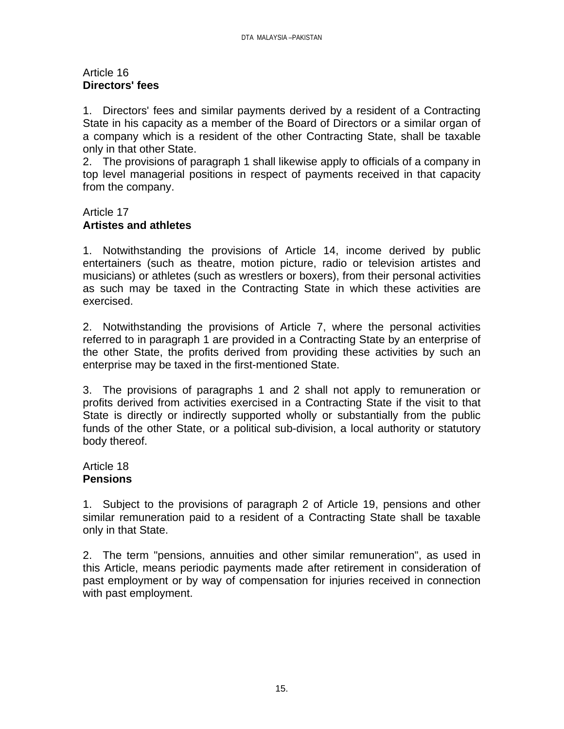## Article 16
**Directors' fees**

1. Directors' fees and similar payments derived by a resident of a Contracting State in his capacity as a member of the Board of Directors or a similar organ of a company which is a resident of the other Contracting State, shall be taxable only in that other State.
2. The provisions of paragraph 1 shall likewise apply to officials of a company in top level managerial positions in respect of payments received in that capacity from the company.

## Article 17
**Artistes and athletes**

1. Notwithstanding the provisions of Article 14, income derived by public entertainers (such as theatre, motion picture, radio or television artistes and musicians) or athletes (such as wrestlers or boxers), from their personal activities as such may be taxed in the Contracting State in which these activities are exercised.

2. Notwithstanding the provisions of Article 7, where the personal activities referred to in paragraph 1 are provided in a Contracting State by an enterprise of the other State, the profits derived from providing these activities by such an enterprise may be taxed in the first-mentioned State.

3. The provisions of paragraphs 1 and 2 shall not apply to remuneration or profits derived from activities exercised in a Contracting State if the visit to that State is directly or indirectly supported wholly or substantially from the public funds of the other State, or a political sub-division, a local authority or statutory body thereof.

## Article 18
**Pensions**

1. Subject to the provisions of paragraph 2 of Article 19, pensions and other similar remuneration paid to a resident of a Contracting State shall be taxable only in that State.

2. The term "pensions, annuities and other similar remuneration", as used in this Article, means periodic payments made after retirement in consideration of past employment or by way of compensation for injuries received in connection with past employment.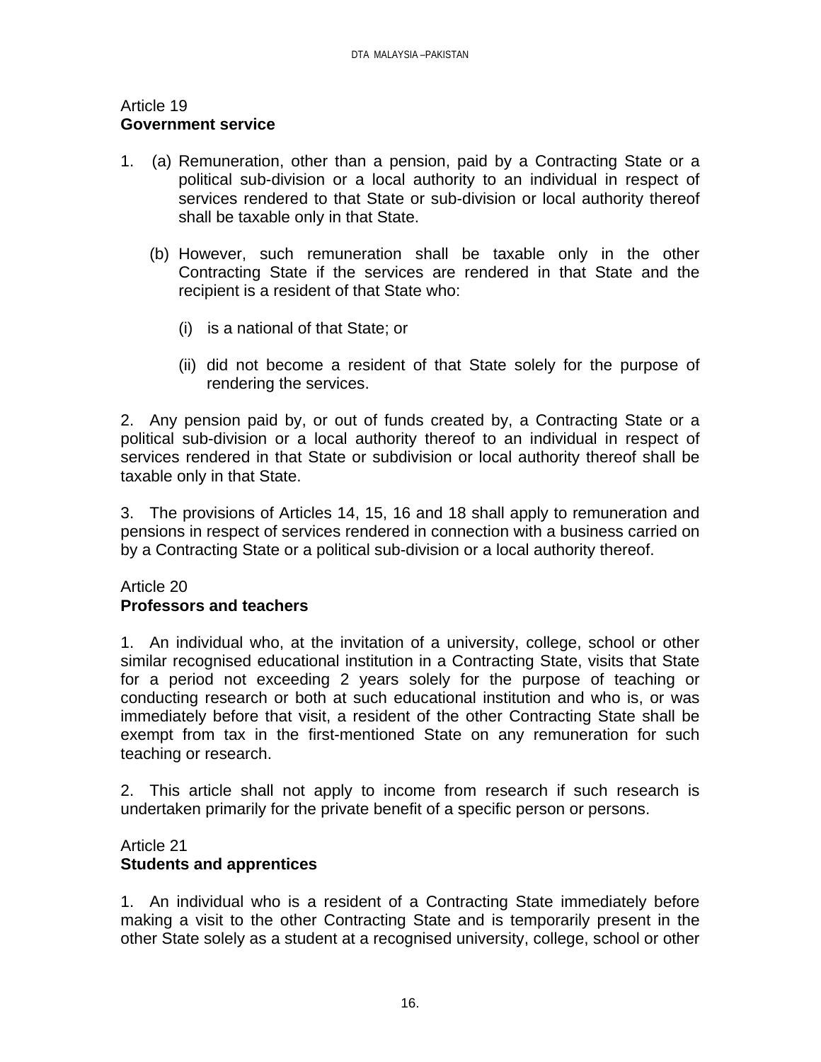Article 19
**Government service**

1. (a) Remuneration, other than a pension, paid by a Contracting State or a political sub-division or a local authority to an individual in respect of services rendered to that State or sub-division or local authority thereof shall be taxable only in that State.

   (b) However, such remuneration shall be taxable only in the other Contracting State if the services are rendered in that State and the recipient is a resident of that State who:

      (i) is a national of that State; or

      (ii) did not become a resident of that State solely for the purpose of rendering the services.

2. Any pension paid by, or out of funds created by, a Contracting State or a political sub-division or a local authority thereof to an individual in respect of services rendered in that State or subdivision or local authority thereof shall be taxable only in that State.

3. The provisions of Articles 14, 15, 16 and 18 shall apply to remuneration and pensions in respect of services rendered in connection with a business carried on by a Contracting State or a political sub-division or a local authority thereof.

Article 20
**Professors and teachers**

1. An individual who, at the invitation of a university, college, school or other similar recognised educational institution in a Contracting State, visits that State for a period not exceeding 2 years solely for the purpose of teaching or conducting research or both at such educational institution and who is, or was immediately before that visit, a resident of the other Contracting State shall be exempt from tax in the first-mentioned State on any remuneration for such teaching or research.

2. This article shall not apply to income from research if such research is undertaken primarily for the private benefit of a specific person or persons.

Article 21
**Students and apprentices**

1. An individual who is a resident of a Contracting State immediately before making a visit to the other Contracting State and is temporarily present in the other State solely as a student at a recognised university, college, school or other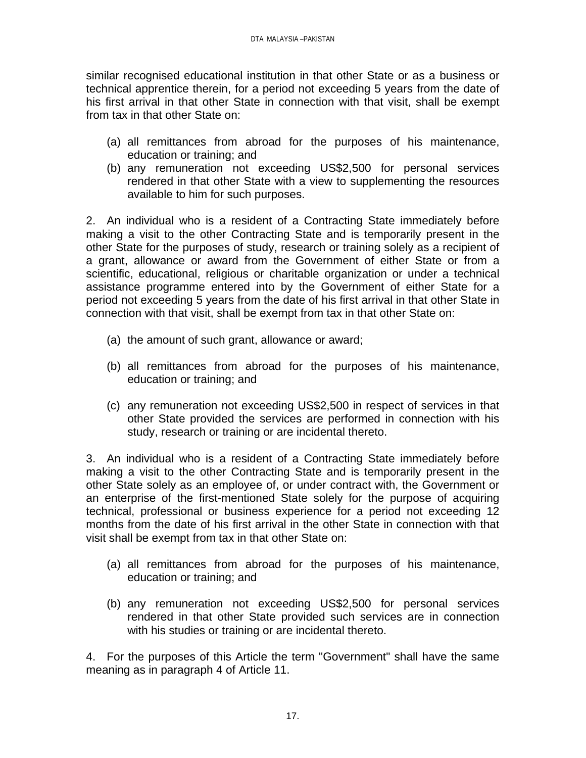similar recognised educational institution in that other State or as a business or technical apprentice therein, for a period not exceeding 5 years from the date of his first arrival in that other State in connection with that visit, shall be exempt from tax in that other State on:

(a) all remittances from abroad for the purposes of his maintenance, education or training; and
(b) any remuneration not exceeding US$2,500 for personal services rendered in that other State with a view to supplementing the resources available to him for such purposes.

2. An individual who is a resident of a Contracting State immediately before making a visit to the other Contracting State and is temporarily present in the other State for the purposes of study, research or training solely as a recipient of a grant, allowance or award from the Government of either State or from a scientific, educational, religious or charitable organization or under a technical assistance programme entered into by the Government of either State for a period not exceeding 5 years from the date of his first arrival in that other State in connection with that visit, shall be exempt from tax in that other State on:

(a) the amount of such grant, allowance or award;

(b) all remittances from abroad for the purposes of his maintenance, education or training; and

(c) any remuneration not exceeding US$2,500 in respect of services in that other State provided the services are performed in connection with his study, research or training or are incidental thereto.

3. An individual who is a resident of a Contracting State immediately before making a visit to the other Contracting State and is temporarily present in the other State solely as an employee of, or under contract with, the Government or an enterprise of the first-mentioned State solely for the purpose of acquiring technical, professional or business experience for a period not exceeding 12 months from the date of his first arrival in the other State in connection with that visit shall be exempt from tax in that other State on:

(a) all remittances from abroad for the purposes of his maintenance, education or training; and

(b) any remuneration not exceeding US$2,500 for personal services rendered in that other State provided such services are in connection with his studies or training or are incidental thereto.

4. For the purposes of this Article the term "Government" shall have the same meaning as in paragraph 4 of Article 11.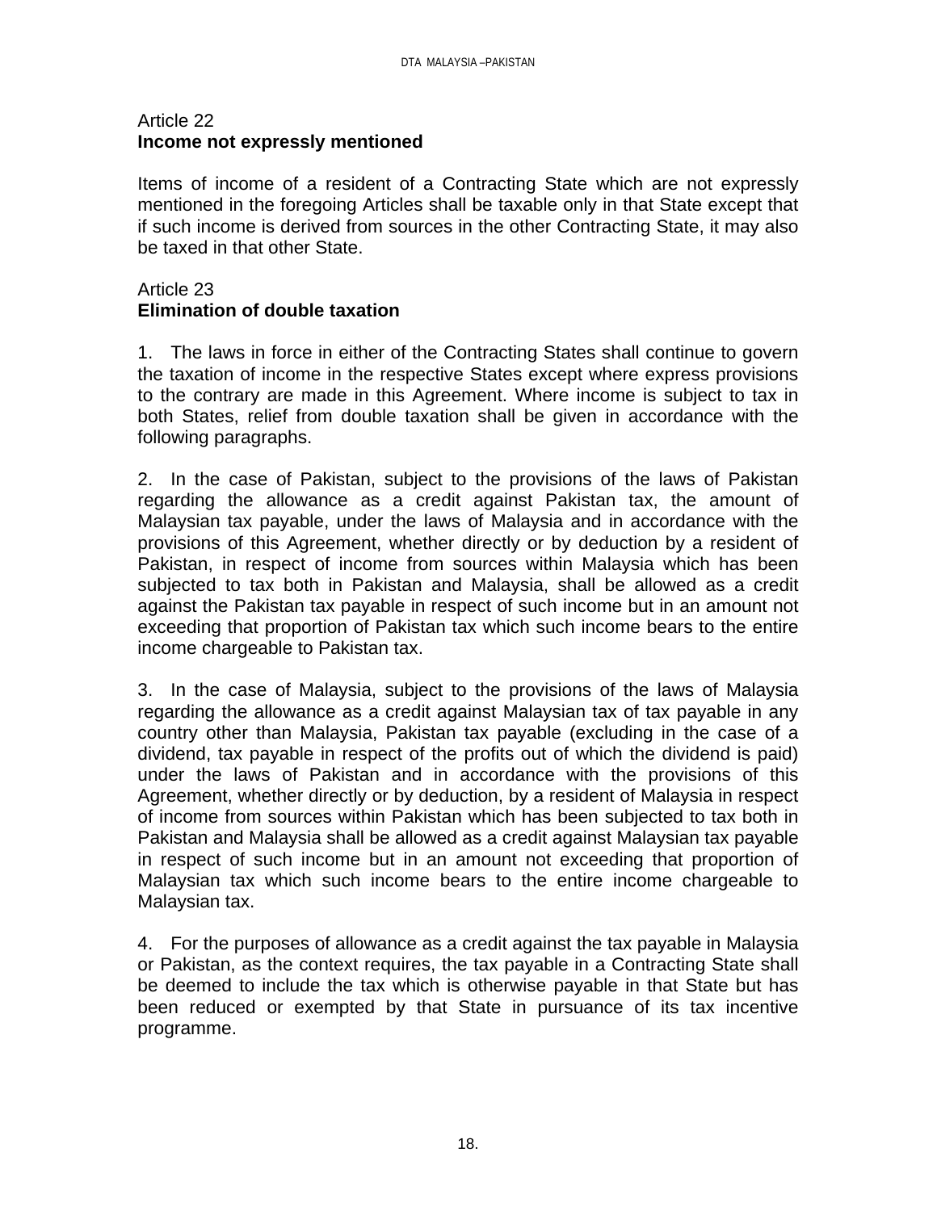Article 22
**Income not expressly mentioned**

Items of income of a resident of a Contracting State which are not expressly mentioned in the foregoing Articles shall be taxable only in that State except that if such income is derived from sources in the other Contracting State, it may also be taxed in that other State.

Article 23
**Elimination of double taxation**

1. The laws in force in either of the Contracting States shall continue to govern the taxation of income in the respective States except where express provisions to the contrary are made in this Agreement. Where income is subject to tax in both States, relief from double taxation shall be given in accordance with the following paragraphs.

2. In the case of Pakistan, subject to the provisions of the laws of Pakistan regarding the allowance as a credit against Pakistan tax, the amount of Malaysian tax payable, under the laws of Malaysia and in accordance with the provisions of this Agreement, whether directly or by deduction by a resident of Pakistan, in respect of income from sources within Malaysia which has been subjected to tax both in Pakistan and Malaysia, shall be allowed as a credit against the Pakistan tax payable in respect of such income but in an amount not exceeding that proportion of Pakistan tax which such income bears to the entire income chargeable to Pakistan tax.

3. In the case of Malaysia, subject to the provisions of the laws of Malaysia regarding the allowance as a credit against Malaysian tax of tax payable in any country other than Malaysia, Pakistan tax payable (excluding in the case of a dividend, tax payable in respect of the profits out of which the dividend is paid) under the laws of Pakistan and in accordance with the provisions of this Agreement, whether directly or by deduction, by a resident of Malaysia in respect of income from sources within Pakistan which has been subjected to tax both in Pakistan and Malaysia shall be allowed as a credit against Malaysian tax payable in respect of such income but in an amount not exceeding that proportion of Malaysian tax which such income bears to the entire income chargeable to Malaysian tax.

4. For the purposes of allowance as a credit against the tax payable in Malaysia or Pakistan, as the context requires, the tax payable in a Contracting State shall be deemed to include the tax which is otherwise payable in that State but has been reduced or exempted by that State in pursuance of its tax incentive programme.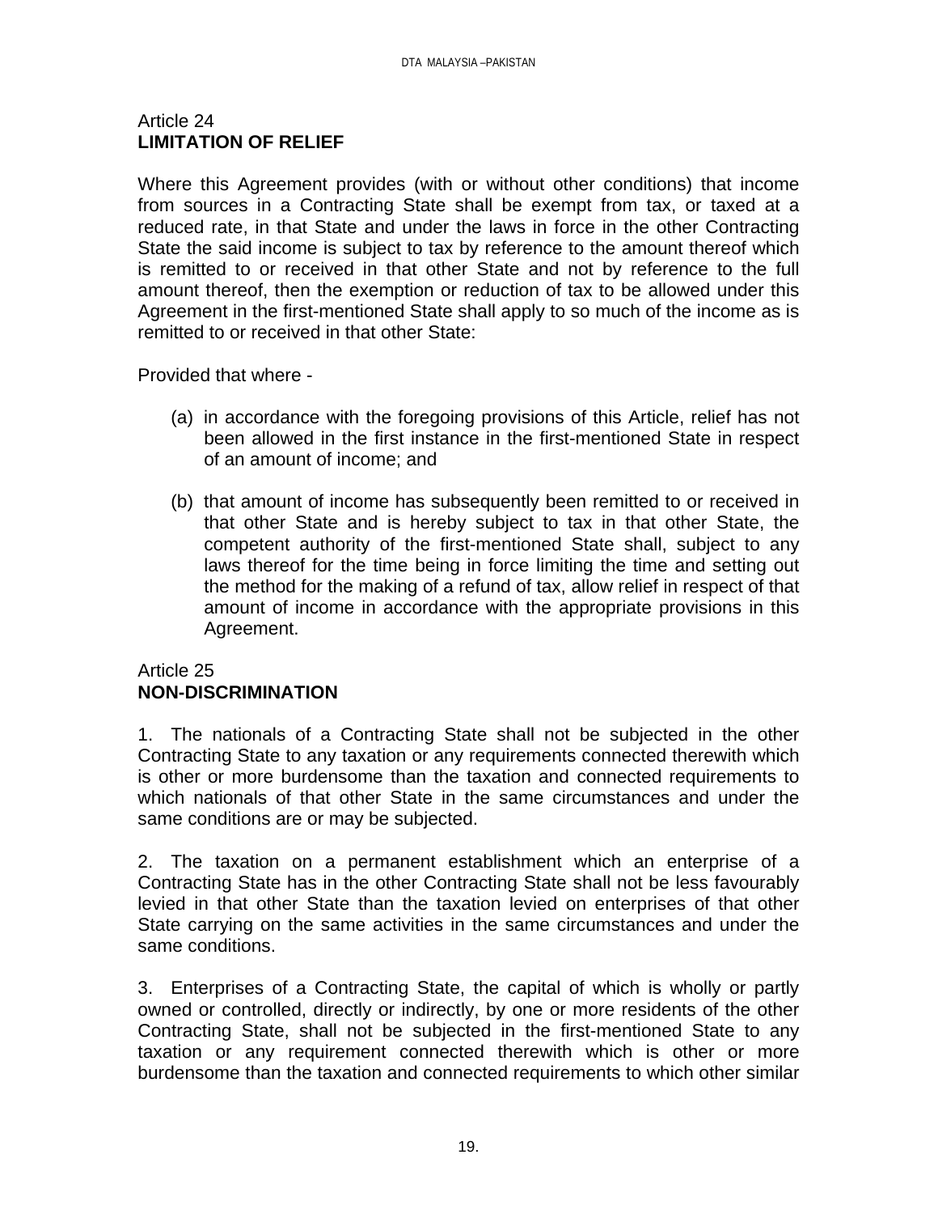Article 24
**LIMITATION OF RELIEF**

Where this Agreement provides (with or without other conditions) that income from sources in a Contracting State shall be exempt from tax, or taxed at a reduced rate, in that State and under the laws in force in the other Contracting State the said income is subject to tax by reference to the amount thereof which is remitted to or received in that other State and not by reference to the full amount thereof, then the exemption or reduction of tax to be allowed under this Agreement in the first-mentioned State shall apply to so much of the income as is remitted to or received in that other State:

Provided that where -

(a) in accordance with the foregoing provisions of this Article, relief has not been allowed in the first instance in the first-mentioned State in respect of an amount of income; and

(b) that amount of income has subsequently been remitted to or received in that other State and is hereby subject to tax in that other State, the competent authority of the first-mentioned State shall, subject to any laws thereof for the time being in force limiting the time and setting out the method for the making of a refund of tax, allow relief in respect of that amount of income in accordance with the appropriate provisions in this Agreement.

Article 25
**NON-DISCRIMINATION**

1. The nationals of a Contracting State shall not be subjected in the other Contracting State to any taxation or any requirements connected therewith which is other or more burdensome than the taxation and connected requirements to which nationals of that other State in the same circumstances and under the same conditions are or may be subjected.

2. The taxation on a permanent establishment which an enterprise of a Contracting State has in the other Contracting State shall not be less favourably levied in that other State than the taxation levied on enterprises of that other State carrying on the same activities in the same circumstances and under the same conditions.

3. Enterprises of a Contracting State, the capital of which is wholly or partly owned or controlled, directly or indirectly, by one or more residents of the other Contracting State, shall not be subjected in the first-mentioned State to any taxation or any requirement connected therewith which is other or more burdensome than the taxation and connected requirements to which other similar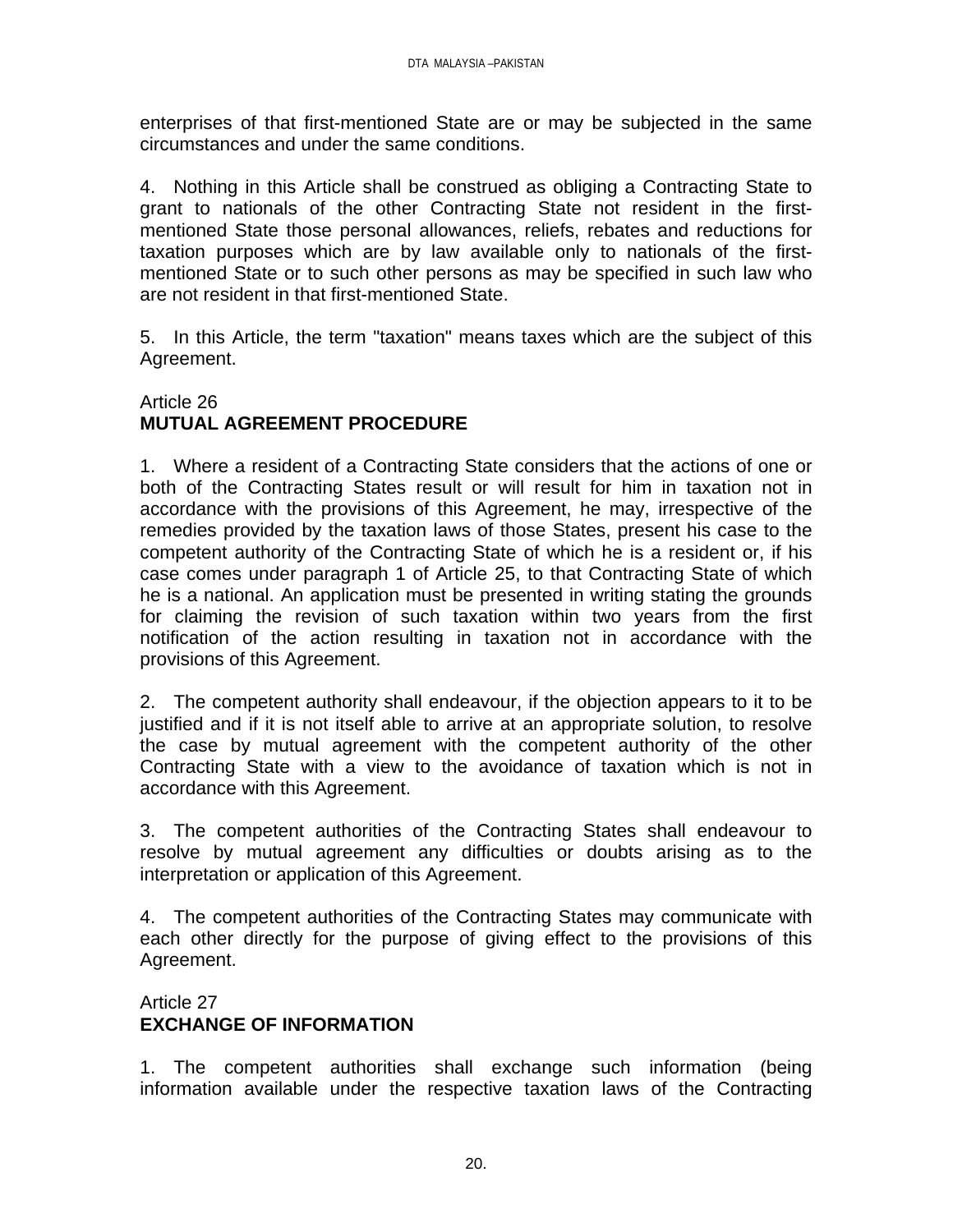enterprises of that first-mentioned State are or may be subjected in the same circumstances and under the same conditions.

4. Nothing in this Article shall be construed as obliging a Contracting State to grant to nationals of the other Contracting State not resident in the first-mentioned State those personal allowances, reliefs, rebates and reductions for taxation purposes which are by law available only to nationals of the first-mentioned State or to such other persons as may be specified in such law who are not resident in that first-mentioned State.

5. In this Article, the term "taxation" means taxes which are the subject of this Agreement.

Article 26
**MUTUAL AGREEMENT PROCEDURE**

1. Where a resident of a Contracting State considers that the actions of one or both of the Contracting States result or will result for him in taxation not in accordance with the provisions of this Agreement, he may, irrespective of the remedies provided by the taxation laws of those States, present his case to the competent authority of the Contracting State of which he is a resident or, if his case comes under paragraph 1 of Article 25, to that Contracting State of which he is a national. An application must be presented in writing stating the grounds for claiming the revision of such taxation within two years from the first notification of the action resulting in taxation not in accordance with the provisions of this Agreement.

2. The competent authority shall endeavour, if the objection appears to it to be justified and if it is not itself able to arrive at an appropriate solution, to resolve the case by mutual agreement with the competent authority of the other Contracting State with a view to the avoidance of taxation which is not in accordance with this Agreement.

3. The competent authorities of the Contracting States shall endeavour to resolve by mutual agreement any difficulties or doubts arising as to the interpretation or application of this Agreement.

4. The competent authorities of the Contracting States may communicate with each other directly for the purpose of giving effect to the provisions of this Agreement.

Article 27
**EXCHANGE OF INFORMATION**

1. The competent authorities shall exchange such information (being information available under the respective taxation laws of the Contracting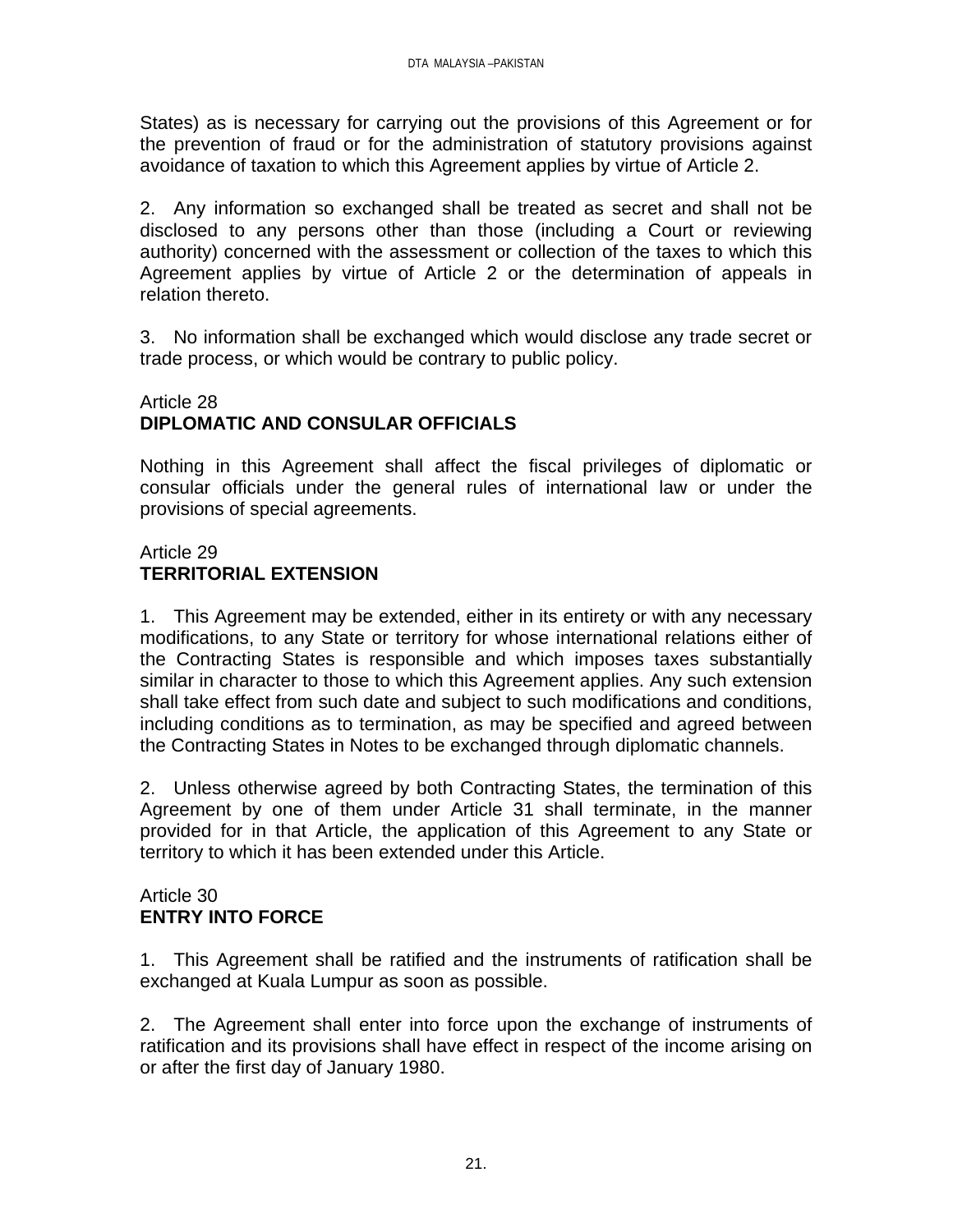States) as is necessary for carrying out the provisions of this Agreement or for the prevention of fraud or for the administration of statutory provisions against avoidance of taxation to which this Agreement applies by virtue of Article 2.

2. Any information so exchanged shall be treated as secret and shall not be disclosed to any persons other than those (including a Court or reviewing authority) concerned with the assessment or collection of the taxes to which this Agreement applies by virtue of Article 2 or the determination of appeals in relation thereto.

3. No information shall be exchanged which would disclose any trade secret or trade process, or which would be contrary to public policy.

Article 28
**DIPLOMATIC AND CONSULAR OFFICIALS**

Nothing in this Agreement shall affect the fiscal privileges of diplomatic or consular officials under the general rules of international law or under the provisions of special agreements.

Article 29
**TERRITORIAL EXTENSION**

1. This Agreement may be extended, either in its entirety or with any necessary modifications, to any State or territory for whose international relations either of the Contracting States is responsible and which imposes taxes substantially similar in character to those to which this Agreement applies. Any such extension shall take effect from such date and subject to such modifications and conditions, including conditions as to termination, as may be specified and agreed between the Contracting States in Notes to be exchanged through diplomatic channels.

2. Unless otherwise agreed by both Contracting States, the termination of this Agreement by one of them under Article 31 shall terminate, in the manner provided for in that Article, the application of this Agreement to any State or territory to which it has been extended under this Article.

Article 30
**ENTRY INTO FORCE**

1. This Agreement shall be ratified and the instruments of ratification shall be exchanged at Kuala Lumpur as soon as possible.

2. The Agreement shall enter into force upon the exchange of instruments of ratification and its provisions shall have effect in respect of the income arising on or after the first day of January 1980.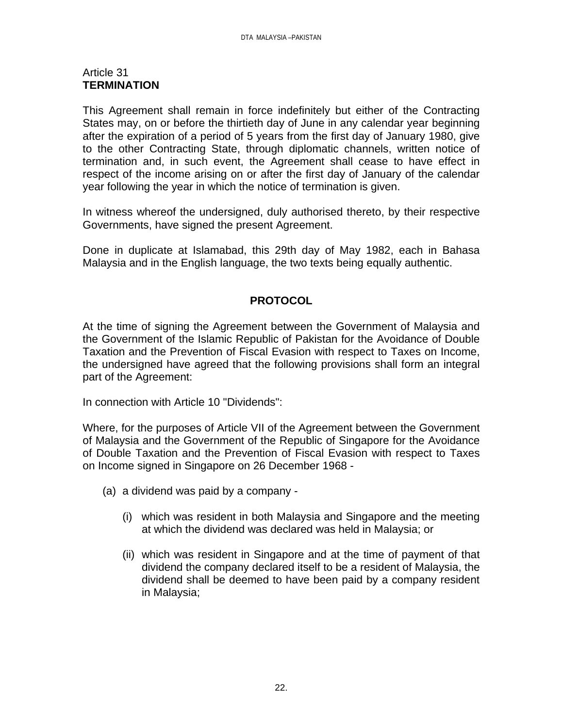Article 31
**TERMINATION**

This Agreement shall remain in force indefinitely but either of the Contracting States may, on or before the thirtieth day of June in any calendar year beginning after the expiration of a period of 5 years from the first day of January 1980, give to the other Contracting State, through diplomatic channels, written notice of termination and, in such event, the Agreement shall cease to have effect in respect of the income arising on or after the first day of January of the calendar year following the year in which the notice of termination is given.

In witness whereof the undersigned, duly authorised thereto, by their respective Governments, have signed the present Agreement.

Done in duplicate at Islamabad, this 29th day of May 1982, each in Bahasa Malaysia and in the English language, the two texts being equally authentic.

## PROTOCOL

At the time of signing the Agreement between the Government of Malaysia and the Government of the Islamic Republic of Pakistan for the Avoidance of Double Taxation and the Prevention of Fiscal Evasion with respect to Taxes on Income, the undersigned have agreed that the following provisions shall form an integral part of the Agreement:

In connection with Article 10 "Dividends":

Where, for the purposes of Article VII of the Agreement between the Government of Malaysia and the Government of the Republic of Singapore for the Avoidance of Double Taxation and the Prevention of Fiscal Evasion with respect to Taxes on Income signed in Singapore on 26 December 1968 -

(a) a dividend was paid by a company -

   (i) which was resident in both Malaysia and Singapore and the meeting at which the dividend was declared was held in Malaysia; or

   (ii) which was resident in Singapore and at the time of payment of that dividend the company declared itself to be a resident of Malaysia, the dividend shall be deemed to have been paid by a company resident in Malaysia;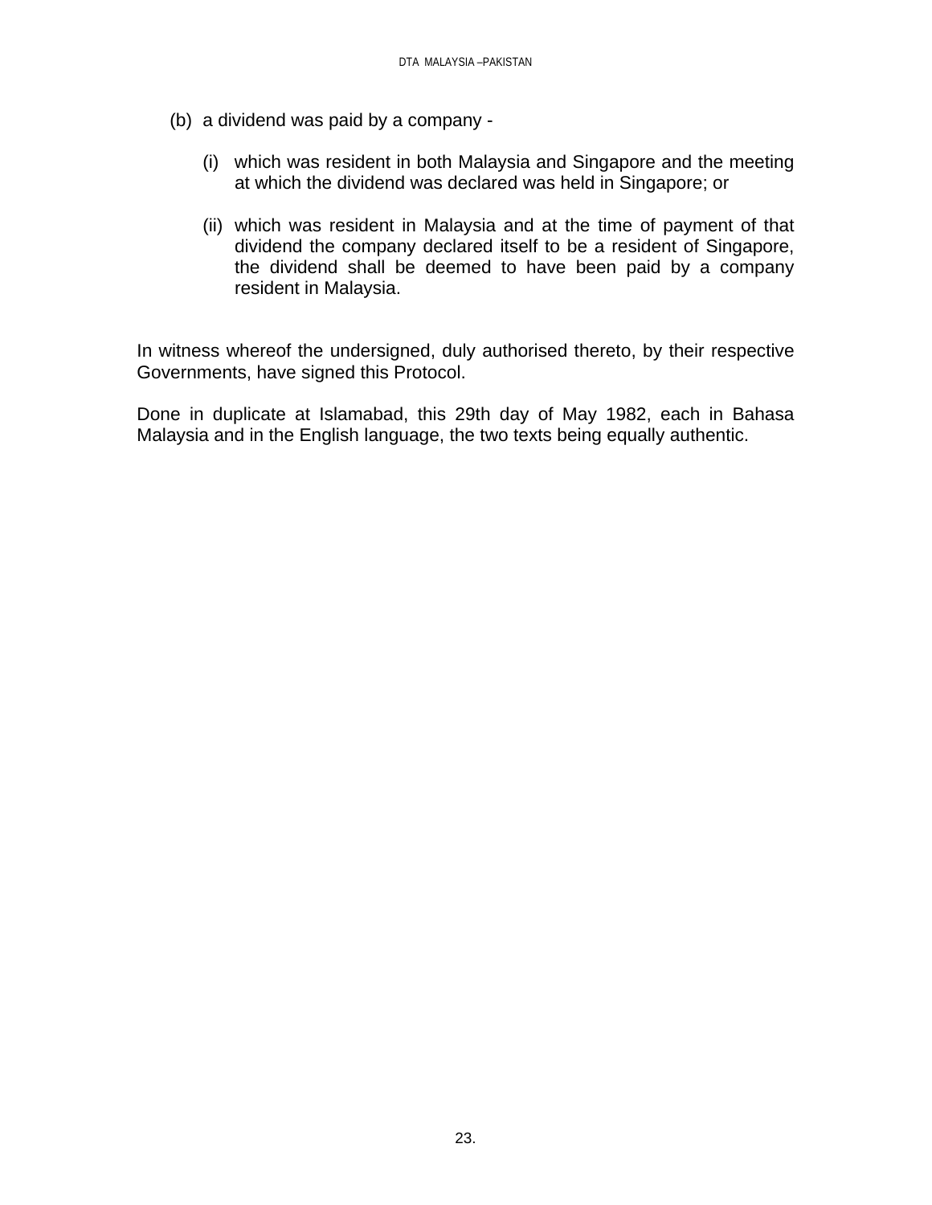(b) a dividend was paid by a company -

   (i) which was resident in both Malaysia and Singapore and the meeting at which the dividend was declared was held in Singapore; or

   (ii) which was resident in Malaysia and at the time of payment of that dividend the company declared itself to be a resident of Singapore, the dividend shall be deemed to have been paid by a company resident in Malaysia.

In witness whereof the undersigned, duly authorised thereto, by their respective Governments, have signed this Protocol.

Done in duplicate at Islamabad, this 29th day of May 1982, each in Bahasa Malaysia and in the English language, the two texts being equally authentic.